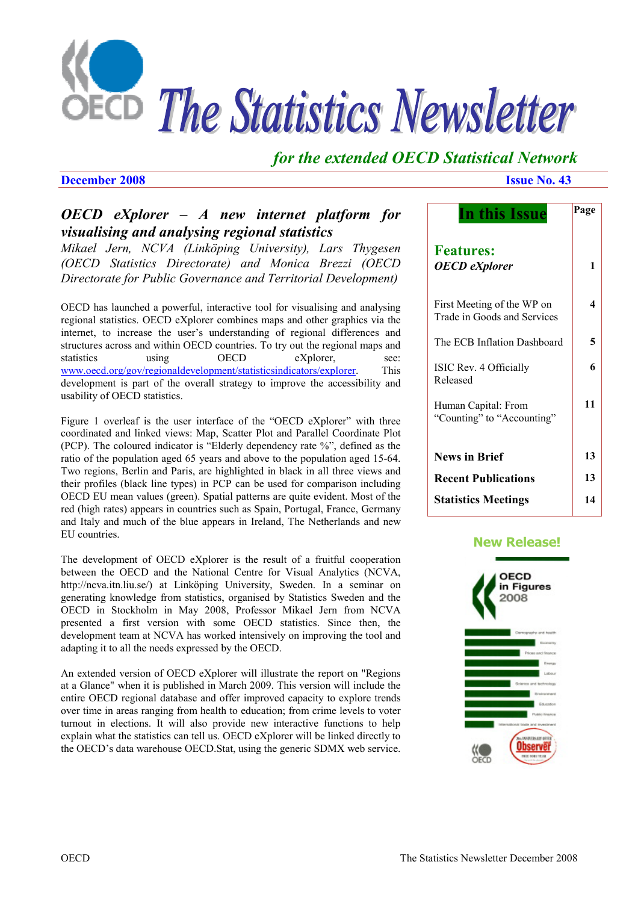# The Statistics Newsletter

*for the extended OECD Statistical Network*

**December 2008** **Issue No. 43**

## *OECD eXplorer – A new internet platform for visualising and analysing regional statistics*

*Mikael Jern, NCVA (Linköping University), Lars Thygesen (OECD Statistics Directorate) and Monica Brezzi (OECD Directorate for Public Governance and Territorial Development)*

OECD has launched a powerful, interactive tool for visualising and analysing regional statistics. OECD eXplorer combines maps and other graphics via the internet, to increase the user's understanding of regional differences and structures across and within OECD countries. To try out the regional maps and statistics using OECD eXplorer, see: www.oecd.org/gov/regionaldevelopment/statisticsindicators/explorer. This development is part of the overall strategy to improve the accessibility and usability of OECD statistics.

Figure 1 overleaf is the user interface of the "OECD eXplorer" with three coordinated and linked views: Map, Scatter Plot and Parallel Coordinate Plot (PCP). The coloured indicator is "Elderly dependency rate %", defined as the ratio of the population aged 65 years and above to the population aged 15-64. Two regions, Berlin and Paris, are highlighted in black in all three views and their profiles (black line types) in PCP can be used for comparison including OECD EU mean values (green). Spatial patterns are quite evident. Most of the red (high rates) appears in countries such as Spain, Portugal, France, Germany and Italy and much of the blue appears in Ireland, The Netherlands and new EU countries.

The development of OECD eXplorer is the result of a fruitful cooperation between the OECD and the National Centre for Visual Analytics (NCVA, http://ncva.itn.liu.se/) at Linköping University, Sweden. In a seminar on generating knowledge from statistics, organised by Statistics Sweden and the OECD in Stockholm in May 2008, Professor Mikael Jern from NCVA presented a first version with some OECD statistics. Since then, the development team at NCVA has worked intensively on improving the tool and adapting it to all the needs expressed by the OECD.

An extended version of OECD eXplorer will illustrate the report on "Regions at a Glance" when it is published in March 2009. This version will include the entire OECD regional database and offer improved capacity to explore trends over time in areas ranging from health to education; from crime levels to voter turnout in elections. It will also provide new interactive functions to help explain what the statistics can tell us. OECD eXplorer will be linked directly to the OECD's data warehouse OECD.Stat, using the generic SDMX web service.

| In this Issue | Page |
|---|---|
| **Features:** | |
| ***OECD eXplorer*** | **1** |
| First Meeting of the WP on Trade in Goods and Services | **4** |
| The ECB Inflation Dashboard | **5** |
| ISIC Rev. 4 Officially Released | **6** |
| Human Capital: From "Counting" to "Accounting" | **11** |
| **News in Brief** | **13** |
| **Recent Publications** | **13** |
| **Statistics Meetings** | **14** |

**New Release!**

OECD in Figures 2008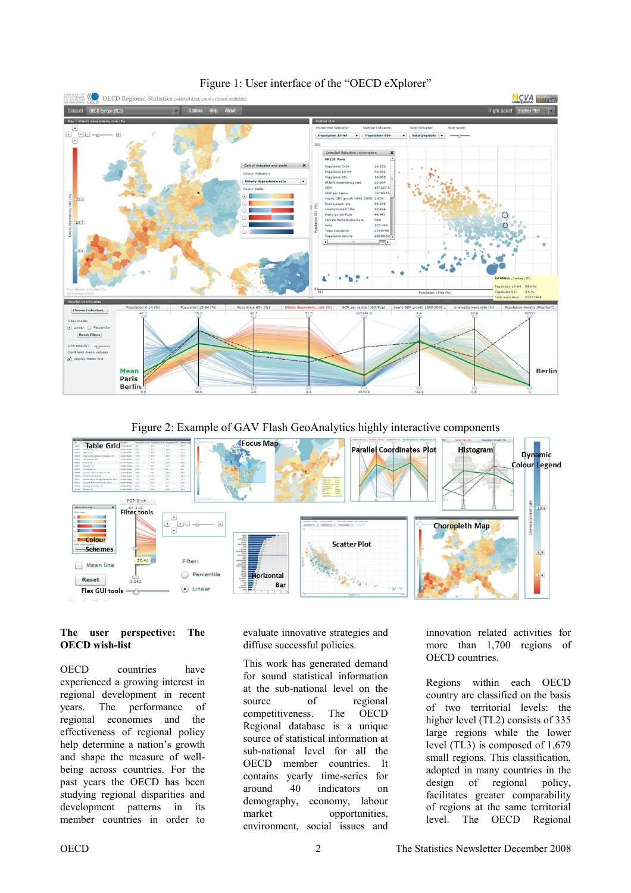Figure 1: User interface of the "OECD eXplorer"

Figure 2: Example of GAV Flash GeoAnalytics highly interactive components

## The user perspective: The OECD wish-list

OECD countries have experienced a growing interest in regional development in recent years. The performance of regional economies and the effectiveness of regional policy help determine a nation's growth and shape the measure of well-being across countries. For the past years the OECD has been studying regional disparities and development patterns in its member countries in order to evaluate innovative strategies and diffuse successful policies.

This work has generated demand for sound statistical information at the sub-national level on the source of regional competitiveness. The OECD Regional database is a unique source of statistical information at sub-national level for all the OECD member countries. It contains yearly time-series for around 40 indicators on demography, economy, labour market opportunities, environment, social issues and innovation related activities for more than 1,700 regions of OECD countries.

Regions within each OECD country are classified on the basis of two territorial levels: the higher level (TL2) consists of 335 large regions while the lower level (TL3) is composed of 1,679 small regions. This classification, adopted in many countries in the design of regional policy, facilitates greater comparability of regions at the same territorial level. The OECD Regional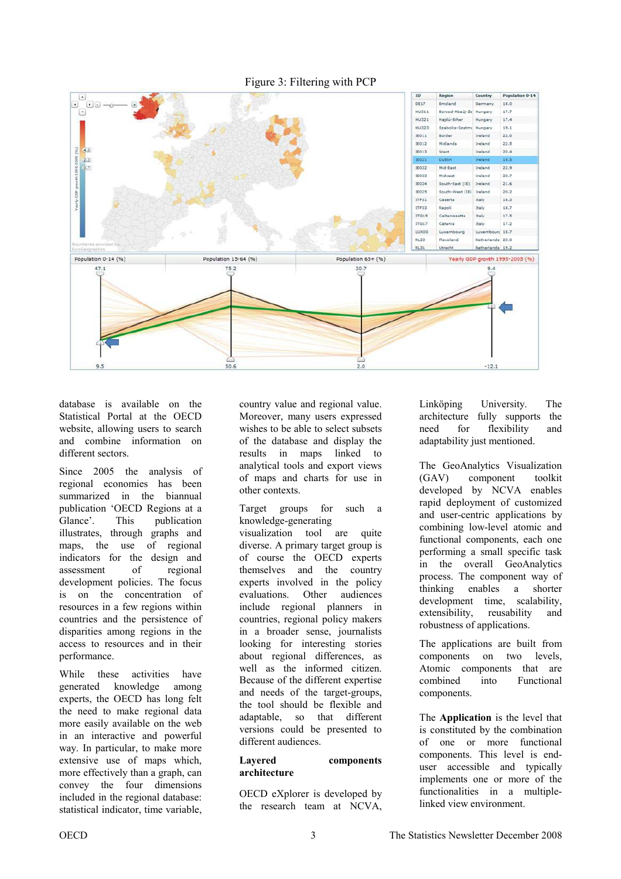Figure 3: Filtering with PCP

database is available on the Statistical Portal at the OECD website, allowing users to search and combine information on different sectors.

Since 2005 the analysis of regional economies has been summarized in the biannual publication 'OECD Regions at a Glance'. This publication illustrates, through graphs and maps, the use of regional indicators for the design and assessment of regional development policies. The focus is on the concentration of resources in a few regions within countries and the persistence of disparities among regions in the access to resources and in their performance.

While these activities have generated knowledge among experts, the OECD has long felt the need to make regional data more easily available on the web in an interactive and powerful way. In particular, to make more extensive use of maps which, more effectively than a graph, can convey the four dimensions included in the regional database: statistical indicator, time variable, country value and regional value. Moreover, many users expressed wishes to be able to select subsets of the database and display the results in maps linked to analytical tools and export views of maps and charts for use in other contexts.

Target groups for such a knowledge-generating visualization tool are quite diverse. A primary target group is of course the OECD experts themselves and the country experts involved in the policy evaluations. Other audiences include regional planners in countries, regional policy makers in a broader sense, journalists looking for interesting stories about regional differences, as well as the informed citizen. Because of the different expertise and needs of the target-groups, the tool should be flexible and adaptable, so that different versions could be presented to different audiences.

**Layered components architecture**

OECD eXplorer is developed by the research team at NCVA, Linköping University. The architecture fully supports the need for flexibility and adaptability just mentioned.

The GeoAnalytics Visualization (GAV) component toolkit developed by NCVA enables rapid deployment of customized and user-centric applications by combining low-level atomic and functional components, each one performing a small specific task in the overall GeoAnalytics process. The component way of thinking enables a shorter development time, scalability, extensibility, reusability and robustness of applications.

The applications are built from components on two levels, Atomic components that are combined into Functional components.

The **Application** is the level that is constituted by the combination of one or more functional components. This level is end-user accessible and typically implements one or more of the functionalities in a multiple-linked view environment.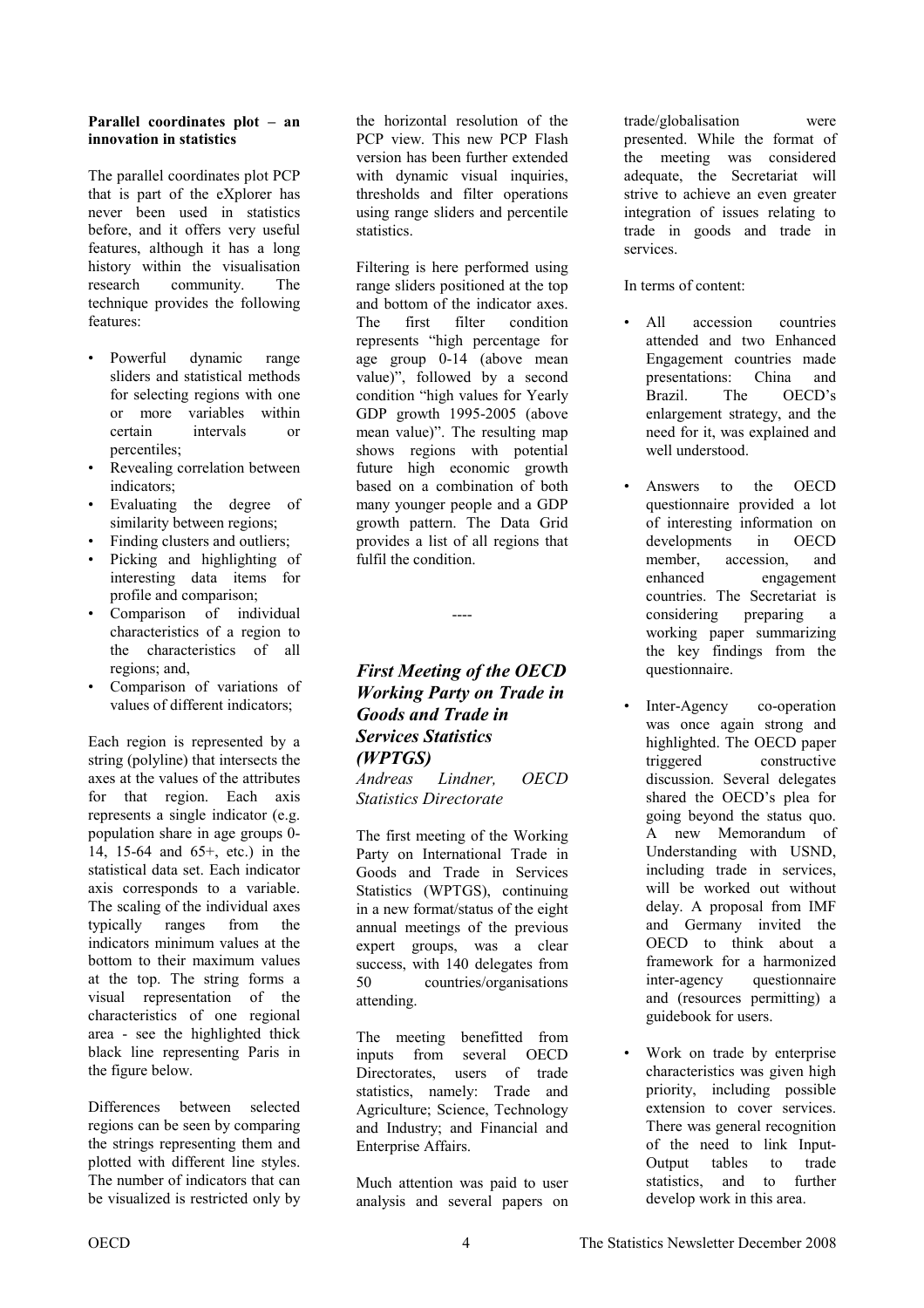**Parallel coordinates plot – an innovation in statistics**

The parallel coordinates plot PCP that is part of the eXplorer has never been used in statistics before, and it offers very useful features, although it has a long history within the visualisation research community. The technique provides the following features:

- Powerful dynamic range sliders and statistical methods for selecting regions with one or more variables within certain intervals or percentiles;
- Revealing correlation between indicators;
- Evaluating the degree of similarity between regions;
- Finding clusters and outliers;
- Picking and highlighting of interesting data items for profile and comparison;
- Comparison of individual characteristics of a region to the characteristics of all regions; and,
- Comparison of variations of values of different indicators;

Each region is represented by a string (polyline) that intersects the axes at the values of the attributes for that region. Each axis represents a single indicator (e.g. population share in age groups 0-14, 15-64 and 65+, etc.) in the statistical data set. Each indicator axis corresponds to a variable. The scaling of the individual axes typically ranges from the indicators minimum values at the bottom to their maximum values at the top. The string forms a visual representation of the characteristics of one regional area - see the highlighted thick black line representing Paris in the figure below.

Differences between selected regions can be seen by comparing the strings representing them and plotted with different line styles. The number of indicators that can be visualized is restricted only by the horizontal resolution of the PCP view. This new PCP Flash version has been further extended with dynamic visual inquiries, thresholds and filter operations using range sliders and percentile statistics.

Filtering is here performed using range sliders positioned at the top and bottom of the indicator axes. The first filter condition represents "high percentage for age group 0-14 (above mean value)", followed by a second condition "high values for Yearly GDP growth 1995-2005 (above mean value)". The resulting map shows regions with potential future high economic growth based on a combination of both many younger people and a GDP growth pattern. The Data Grid provides a list of all regions that fulfil the condition.

----

## *First Meeting of the OECD Working Party on Trade in Goods and Trade in Services Statistics (WPTGS)*

*Andreas Lindner, OECD Statistics Directorate*

The first meeting of the Working Party on International Trade in Goods and Trade in Services Statistics (WPTGS), continuing in a new format/status of the eight annual meetings of the previous expert groups, was a clear success, with 140 delegates from 50 countries/organisations attending.

The meeting benefitted from inputs from several OECD Directorates, users of trade statistics, namely: Trade and Agriculture; Science, Technology and Industry; and Financial and Enterprise Affairs.

Much attention was paid to user analysis and several papers on trade/globalisation were presented. While the format of the meeting was considered adequate, the Secretariat will strive to achieve an even greater integration of issues relating to trade in goods and trade in services.

In terms of content:

- All accession countries attended and two Enhanced Engagement countries made presentations: China and Brazil. The OECD's enlargement strategy, and the need for it, was explained and well understood.
- Answers to the OECD questionnaire provided a lot of interesting information on developments in OECD member, accession, and enhanced engagement countries. The Secretariat is considering preparing a working paper summarizing the key findings from the questionnaire.
- Inter-Agency co-operation was once again strong and highlighted. The OECD paper triggered constructive discussion. Several delegates shared the OECD's plea for going beyond the status quo. A new Memorandum of Understanding with USND, including trade in services, will be worked out without delay. A proposal from IMF and Germany invited the OECD to think about a framework for a harmonized inter-agency questionnaire and (resources permitting) a guidebook for users.
- Work on trade by enterprise characteristics was given high priority, including possible extension to cover services. There was general recognition of the need to link Input-Output tables to trade statistics, and to further develop work in this area.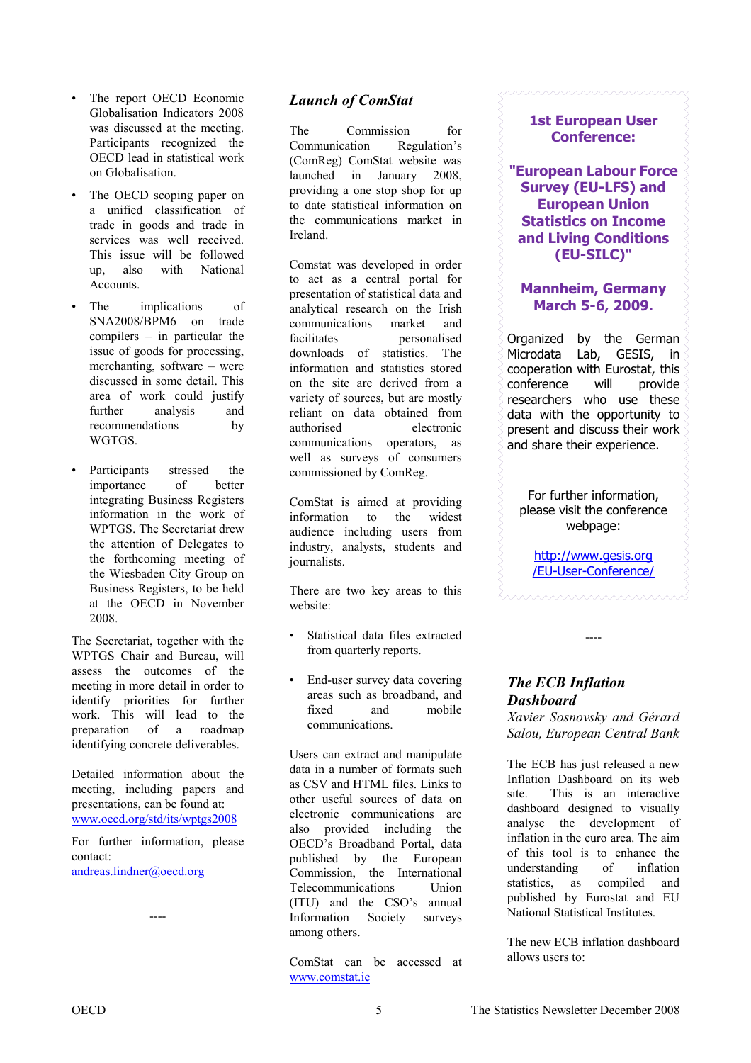- The report OECD Economic Globalisation Indicators 2008 was discussed at the meeting. Participants recognized the OECD lead in statistical work on Globalisation.

- The OECD scoping paper on a unified classification of trade in goods and trade in services was well received. This issue will be followed up, also with National Accounts.

- The implications of SNA2008/BPM6 on trade compilers – in particular the issue of goods for processing, merchanting, software – were discussed in some detail. This area of work could justify further analysis and recommendations by WGTGS.

- Participants stressed the importance of better integrating Business Registers information in the work of WPTGS. The Secretariat drew the attention of Delegates to the forthcoming meeting of the Wiesbaden City Group on Business Registers, to be held at the OECD in November 2008.

The Secretariat, together with the WPTGS Chair and Bureau, will assess the outcomes of the meeting in more detail in order to identify priorities for further work. This will lead to the preparation of a roadmap identifying concrete deliverables.

Detailed information about the meeting, including papers and presentations, can be found at: www.oecd.org/std/its/wptgs2008

For further information, please contact: andreas.lindner@oecd.org

----

## *Launch of ComStat*

The Commission for Communication Regulation's (ComReg) ComStat website was launched in January 2008, providing a one stop shop for up to date statistical information on the communications market in Ireland.

Comstat was developed in order to act as a central portal for presentation of statistical data and analytical research on the Irish communications market and facilitates personalised downloads of statistics. The information and statistics stored on the site are derived from a variety of sources, but are mostly reliant on data obtained from authorised electronic communications operators, as well as surveys of consumers commissioned by ComReg.

ComStat is aimed at providing information to the widest audience including users from industry, analysts, students and journalists.

There are two key areas to this website:

- Statistical data files extracted from quarterly reports.

- End-user survey data covering areas such as broadband, and fixed and mobile communications.

Users can extract and manipulate data in a number of formats such as CSV and HTML files. Links to other useful sources of data on electronic communications are also provided including the OECD's Broadband Portal, data published by the European Commission, the International Telecommunications Union (ITU) and the CSO's annual Information Society surveys among others.

ComStat can be accessed at www.comstat.ie

**1st European User Conference:**

**"European Labour Force Survey (EU-LFS) and European Union Statistics on Income and Living Conditions (EU-SILC)"**

**Mannheim, Germany March 5-6, 2009.**

Organized by the German Microdata Lab, GESIS, in cooperation with Eurostat, this conference will provide researchers who use these data with the opportunity to present and discuss their work and share their experience.

For further information, please visit the conference webpage:

http://www.gesis.org/EU-User-Conference/

----

## *The ECB Inflation Dashboard*

*Xavier Sosnovsky and Gérard Salou, European Central Bank*

The ECB has just released a new Inflation Dashboard on its web site. This is an interactive dashboard designed to visually analyse the development of inflation in the euro area. The aim of this tool is to enhance the understanding of inflation statistics, as compiled and published by Eurostat and EU National Statistical Institutes.

The new ECB inflation dashboard allows users to: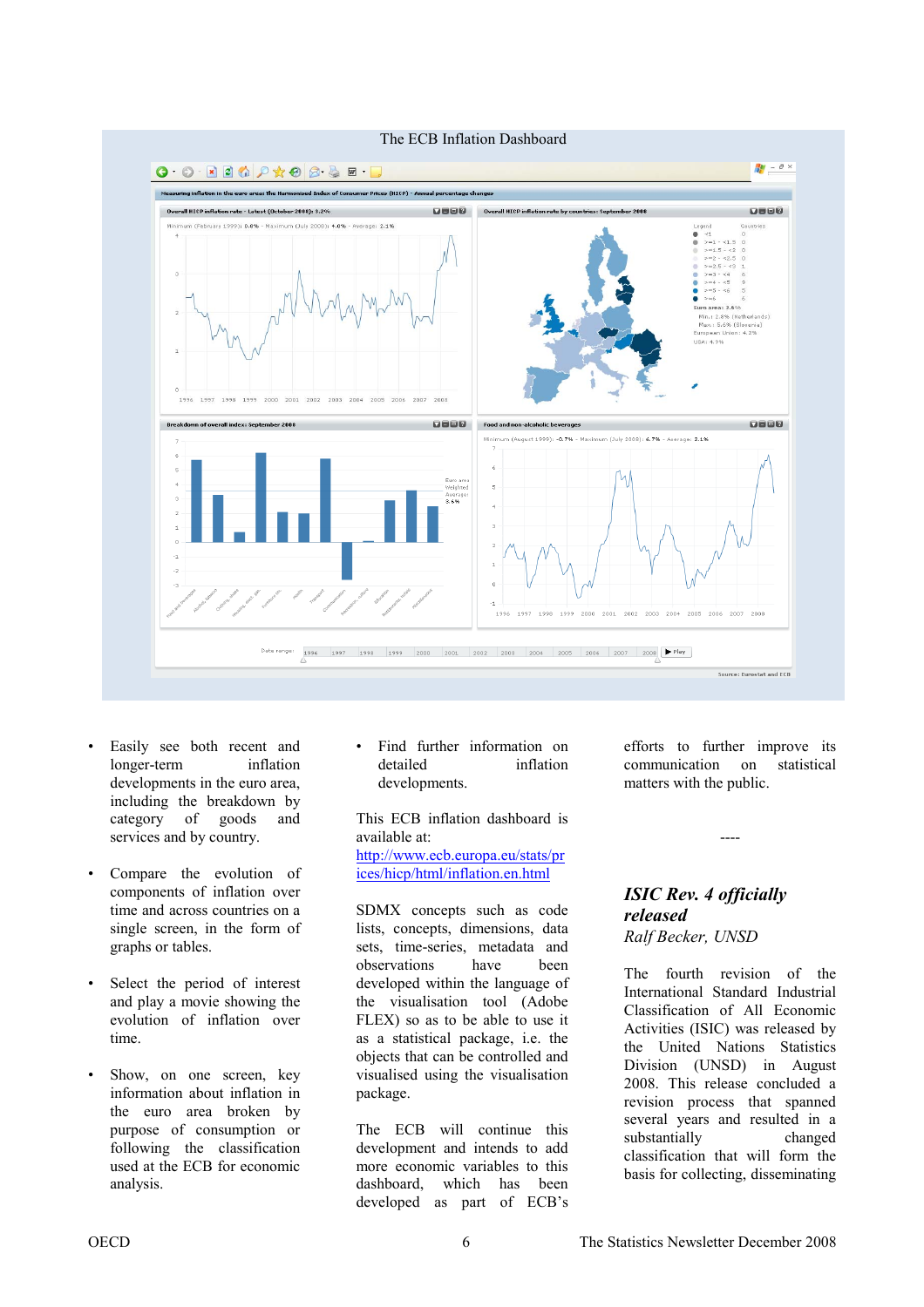The ECB Inflation Dashboard

- Easily see both recent and longer-term inflation developments in the euro area, including the breakdown by category of goods and services and by country.

- Compare the evolution of components of inflation over time and across countries on a single screen, in the form of graphs or tables.

- Select the period of interest and play a movie showing the evolution of inflation over time.

- Show, on one screen, key information about inflation in the euro area broken by purpose of consumption or following the classification used at the ECB for economic analysis.

- Find further information on detailed inflation developments.

This ECB inflation dashboard is available at: http://www.ecb.europa.eu/stats/prices/hicp/html/inflation.en.html

SDMX concepts such as code lists, concepts, dimensions, data sets, time-series, metadata and observations have been developed within the language of the visualisation tool (Adobe FLEX) so as to be able to use it as a statistical package, i.e. the objects that can be controlled and visualised using the visualisation package.

The ECB will continue this development and intends to add more economic variables to this dashboard, which has been developed as part of ECB's efforts to further improve its communication on statistical matters with the public.

----

## *ISIC Rev. 4 officially released*

*Ralf Becker, UNSD*

The fourth revision of the International Standard Industrial Classification of All Economic Activities (ISIC) was released by the United Nations Statistics Division (UNSD) in August 2008. This release concluded a revision process that spanned several years and resulted in a substantially changed classification that will form the basis for collecting, disseminating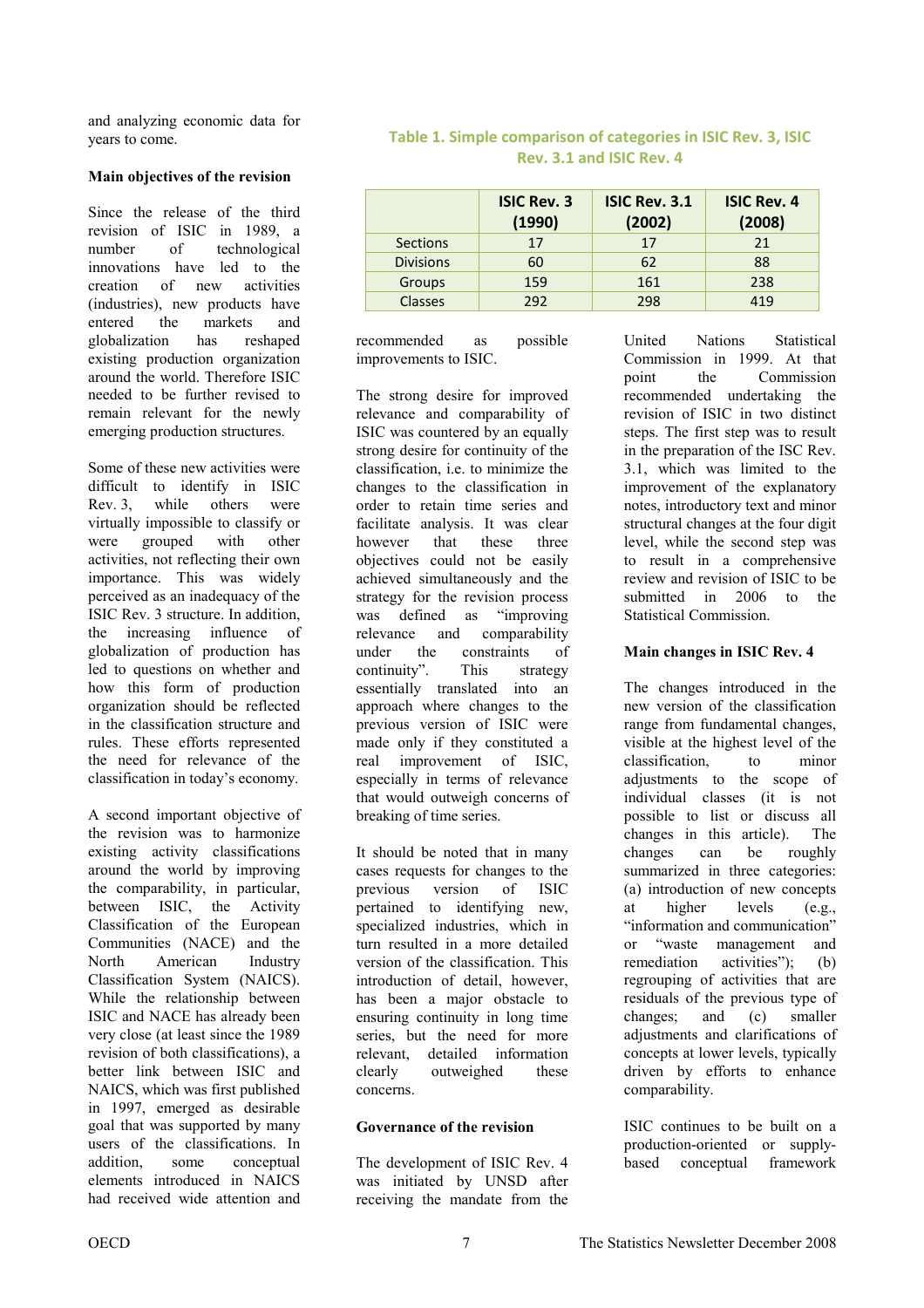and analyzing economic data for years to come.

**Main objectives of the revision**

Since the release of the third revision of ISIC in 1989, a number of technological innovations have led to the creation of new activities (industries), new products have entered the markets and globalization has reshaped existing production organization around the world. Therefore ISIC needed to be further revised to remain relevant for the newly emerging production structures.

Some of these new activities were difficult to identify in ISIC Rev. 3, while others were virtually impossible to classify or were grouped with other activities, not reflecting their own importance. This was widely perceived as an inadequacy of the ISIC Rev. 3 structure. In addition, the increasing influence of globalization of production has led to questions on whether and how this form of production organization should be reflected in the classification structure and rules. These efforts represented the need for relevance of the classification in today's economy.

A second important objective of the revision was to harmonize existing activity classifications around the world by improving the comparability, in particular, between ISIC, the Activity Classification of the European Communities (NACE) and the North American Industry Classification System (NAICS). While the relationship between ISIC and NACE has already been very close (at least since the 1989 revision of both classifications), a better link between ISIC and NAICS, which was first published in 1997, emerged as desirable goal that was supported by many users of the classifications. In addition, some conceptual elements introduced in NAICS had received wide attention and recommended as possible improvements to ISIC.

**Table 1. Simple comparison of categories in ISIC Rev. 3, ISIC Rev. 3.1 and ISIC Rev. 4**

| | ISIC Rev. 3 (1990) | ISIC Rev. 3.1 (2002) | ISIC Rev. 4 (2008) |
|---|---|---|---|
| Sections | 17 | 17 | 21 |
| Divisions | 60 | 62 | 88 |
| Groups | 159 | 161 | 238 |
| Classes | 292 | 298 | 419 |

The strong desire for improved relevance and comparability of ISIC was countered by an equally strong desire for continuity of the classification, i.e. to minimize the changes to the classification in order to retain time series and facilitate analysis. It was clear however that these three objectives could not be easily achieved simultaneously and the strategy for the revision process was defined as "improving relevance and comparability under the constraints of continuity". This strategy essentially translated into an approach where changes to the previous version of ISIC were made only if they constituted a real improvement of ISIC, especially in terms of relevance that would outweigh concerns of breaking of time series.

It should be noted that in many cases requests for changes to the previous version of ISIC pertained to identifying new, specialized industries, which in turn resulted in a more detailed version of the classification. This introduction of detail, however, has been a major obstacle to ensuring continuity in long time series, but the need for more relevant, detailed information clearly outweighed these concerns.

**Governance of the revision**

The development of ISIC Rev. 4 was initiated by UNSD after receiving the mandate from the United Nations Statistical Commission in 1999. At that point the Commission recommended undertaking the revision of ISIC in two distinct steps. The first step was to result in the preparation of the ISC Rev. 3.1, which was limited to the improvement of the explanatory notes, introductory text and minor structural changes at the four digit level, while the second step was to result in a comprehensive review and revision of ISIC to be submitted in 2006 to the Statistical Commission.

**Main changes in ISIC Rev. 4**

The changes introduced in the new version of the classification range from fundamental changes, visible at the highest level of the classification, to minor adjustments to the scope of individual classes (it is not possible to list or discuss all changes in this article). The changes can be roughly summarized in three categories: (a) introduction of new concepts at higher levels (e.g., "information and communication" or "waste management and remediation activities"); (b) regrouping of activities that are residuals of the previous type of changes; and (c) smaller adjustments and clarifications of concepts at lower levels, typically driven by efforts to enhance comparability.

ISIC continues to be built on a production-oriented or supply-based conceptual framework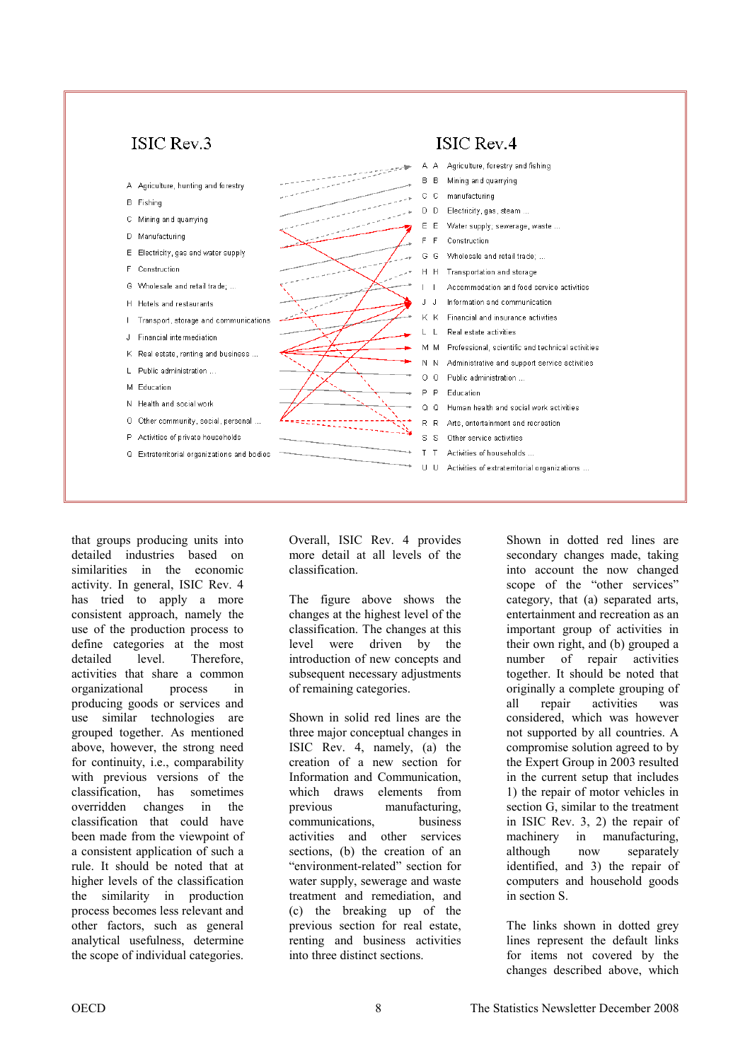| ISIC Rev.3 | ISIC Rev.4 |
|---|---|
| A Agriculture, hunting and forestry | A A Agriculture, forestry and fishing |
| B Fishing | B B Mining and quarrying |
| C Mining and quarrying | C C manufacturing |
| D Manufacturing | D D Electricity, gas, steam ... |
| E Electricity, gas and water supply | E E Water supply, sewerage, waste ... |
| F Construction | F F Construction |
| G Wholesale and retail trade; ... | G G Wholesale and retail trade; ... |
| H Hotels and restaurants | H H Transportation and storage |
| I Transport, storage and communications | I I Accommodation and food service activities |
| J Financial intermediation | J J Information and communication |
| K Real estate, renting and business ... | K K Financial and insurance activities |
| L Public administration ... | L L Real estate activities |
| M Education | M M Professional, scientific and technical activities |
| N Health and social work | N N Administrative and support service activities |
| O Other community, social, personal ... | O O Public administration ... |
| P Activities of private households | P P Education |
| Q Extraterritorial organizations and bodies | Q Q Human health and social work activities |
| | R R Arts, entertainment and recreation |
| | S S Other service activities |
| | T T Activities of households ... |
| | U U Activities of extraterritorial organizations ... |

that groups producing units into detailed industries based on similarities in the economic activity. In general, ISIC Rev. 4 has tried to apply a more consistent approach, namely the use of the production process to define categories at the most detailed level. Therefore, activities that share a common organizational process in producing goods or services and use similar technologies are grouped together. As mentioned above, however, the strong need for continuity, i.e., comparability with previous versions of the classification, has sometimes overridden changes in the classification that could have been made from the viewpoint of a consistent application of such a rule. It should be noted that at higher levels of the classification the similarity in production process becomes less relevant and other factors, such as general analytical usefulness, determine the scope of individual categories.

Overall, ISIC Rev. 4 provides more detail at all levels of the classification.

The figure above shows the changes at the highest level of the classification. The changes at this level were driven by the introduction of new concepts and subsequent necessary adjustments of remaining categories.

Shown in solid red lines are the three major conceptual changes in ISIC Rev. 4, namely, (a) the creation of a new section for Information and Communication, which draws elements from previous manufacturing, communications, business activities and other services sections, (b) the creation of an "environment-related" section for water supply, sewerage and waste treatment and remediation, and (c) the breaking up of the previous section for real estate, renting and business activities into three distinct sections.

Shown in dotted red lines are secondary changes made, taking into account the now changed scope of the "other services" category, that (a) separated arts, entertainment and recreation as an important group of activities in their own right, and (b) grouped a number of repair activities together. It should be noted that originally a complete grouping of all repair activities was considered, which was however not supported by all countries. A compromise solution agreed to by the Expert Group in 2003 resulted in the current setup that includes 1) the repair of motor vehicles in section G, similar to the treatment in ISIC Rev. 3, 2) the repair of machinery in manufacturing, although now separately identified, and 3) the repair of computers and household goods in section S.

The links shown in dotted grey lines represent the default links for items not covered by the changes described above, which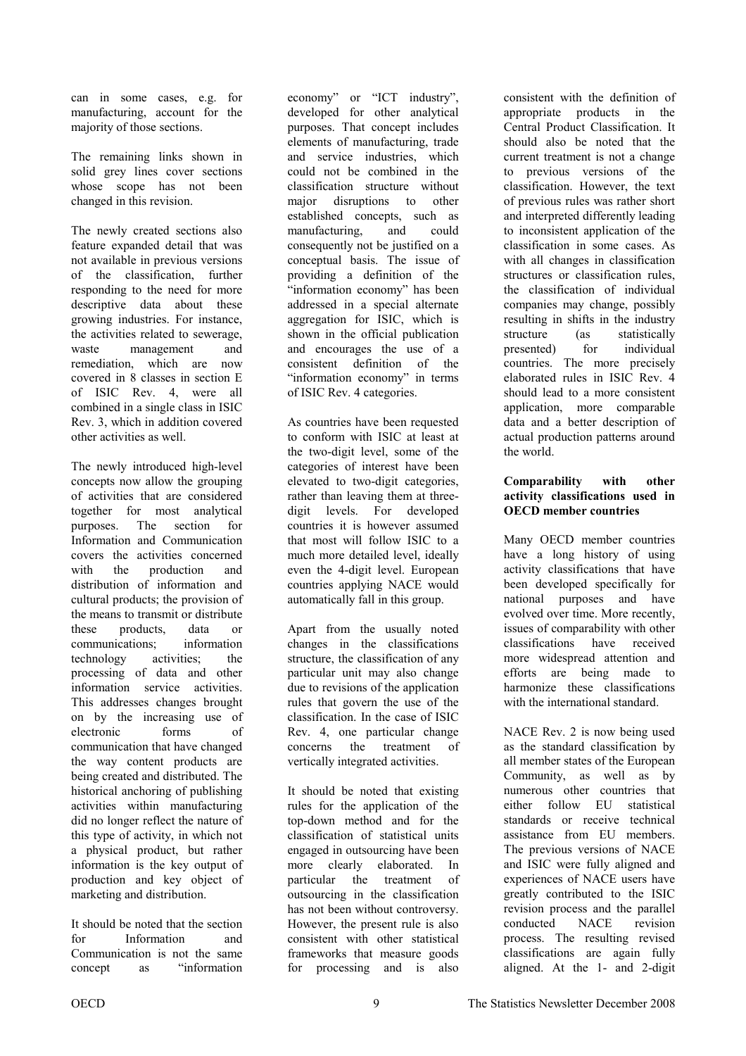can in some cases, e.g. for manufacturing, account for the majority of those sections.

The remaining links shown in solid grey lines cover sections whose scope has not been changed in this revision.

The newly created sections also feature expanded detail that was not available in previous versions of the classification, further responding to the need for more descriptive data about these growing industries. For instance, the activities related to sewerage, waste management and remediation, which are now covered in 8 classes in section E of ISIC Rev. 4, were all combined in a single class in ISIC Rev. 3, which in addition covered other activities as well.

The newly introduced high-level concepts now allow the grouping of activities that are considered together for most analytical purposes. The section for Information and Communication covers the activities concerned with the production and distribution of information and cultural products; the provision of the means to transmit or distribute these products, data or communications; information technology activities; the processing of data and other information service activities. This addresses changes brought on by the increasing use of electronic forms of communication that have changed the way content products are being created and distributed. The historical anchoring of publishing activities within manufacturing did no longer reflect the nature of this type of activity, in which not a physical product, but rather information is the key output of production and key object of marketing and distribution.

It should be noted that the section for Information and Communication is not the same concept as "information economy" or "ICT industry", developed for other analytical purposes. That concept includes elements of manufacturing, trade and service industries, which could not be combined in the classification structure without major disruptions to other established concepts, such as manufacturing, and could consequently not be justified on a conceptual basis. The issue of providing a definition of the "information economy" has been addressed in a special alternate aggregation for ISIC, which is shown in the official publication and encourages the use of a consistent definition of the "information economy" in terms of ISIC Rev. 4 categories.

As countries have been requested to conform with ISIC at least at the two-digit level, some of the categories of interest have been elevated to two-digit categories, rather than leaving them at three-digit levels. For developed countries it is however assumed that most will follow ISIC to a much more detailed level, ideally even the 4-digit level. European countries applying NACE would automatically fall in this group.

Apart from the usually noted changes in the classifications structure, the classification of any particular unit may also change due to revisions of the application rules that govern the use of the classification. In the case of ISIC Rev. 4, one particular change concerns the treatment of vertically integrated activities.

It should be noted that existing rules for the application of the top-down method and for the classification of statistical units engaged in outsourcing have been more clearly elaborated. In particular the treatment of outsourcing in the classification has not been without controversy. However, the present rule is also consistent with other statistical frameworks that measure goods for processing and is also consistent with the definition of appropriate products in the Central Product Classification. It should also be noted that the current treatment is not a change to previous versions of the classification. However, the text of previous rules was rather short and interpreted differently leading to inconsistent application of the classification in some cases. As with all changes in classification structures or classification rules, the classification of individual companies may change, possibly resulting in shifts in the industry structure (as statistically presented) for individual countries. The more precisely elaborated rules in ISIC Rev. 4 should lead to a more consistent application, more comparable data and a better description of actual production patterns around the world.

**Comparability with other activity classifications used in OECD member countries**

Many OECD member countries have a long history of using activity classifications that have been developed specifically for national purposes and have evolved over time. More recently, issues of comparability with other classifications have received more widespread attention and efforts are being made to harmonize these classifications with the international standard.

NACE Rev. 2 is now being used as the standard classification by all member states of the European Community, as well as by numerous other countries that either follow EU statistical standards or receive technical assistance from EU members. The previous versions of NACE and ISIC were fully aligned and experiences of NACE users have greatly contributed to the ISIC revision process and the parallel conducted NACE revision process. The resulting revised classifications are again fully aligned. At the 1- and 2-digit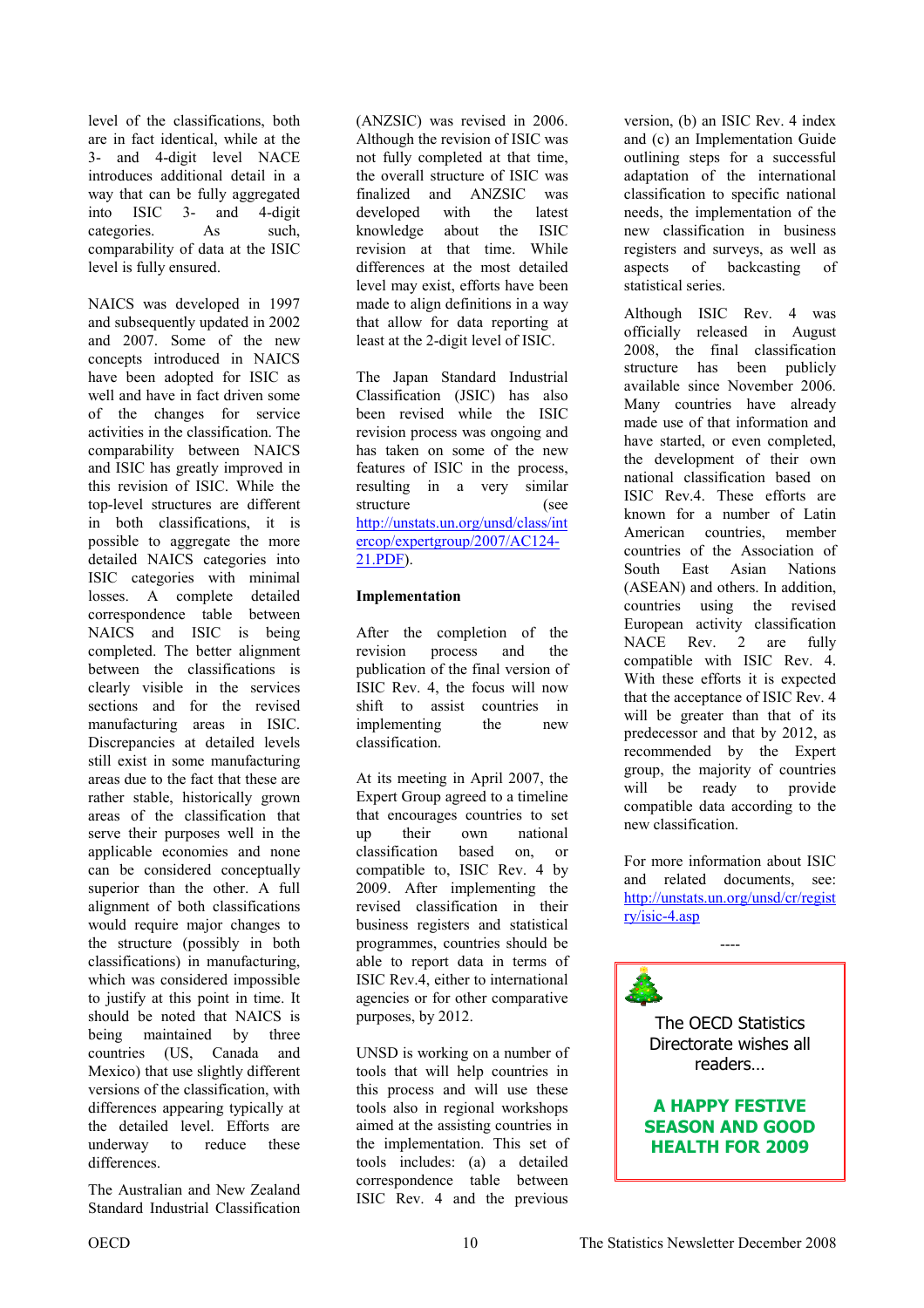level of the classifications, both are in fact identical, while at the 3- and 4-digit level NACE introduces additional detail in a way that can be fully aggregated into ISIC 3- and 4-digit categories. As such, comparability of data at the ISIC level is fully ensured.

NAICS was developed in 1997 and subsequently updated in 2002 and 2007. Some of the new concepts introduced in NAICS have been adopted for ISIC as well and have in fact driven some of the changes for service activities in the classification. The comparability between NAICS and ISIC has greatly improved in this revision of ISIC. While the top-level structures are different in both classifications, it is possible to aggregate the more detailed NAICS categories into ISIC categories with minimal losses. A complete detailed correspondence table between NAICS and ISIC is being completed. The better alignment between the classifications is clearly visible in the services sections and for the revised manufacturing areas in ISIC. Discrepancies at detailed levels still exist in some manufacturing areas due to the fact that these are rather stable, historically grown areas of the classification that serve their purposes well in the applicable economies and none can be considered conceptually superior than the other. A full alignment of both classifications would require major changes to the structure (possibly in both classifications) in manufacturing, which was considered impossible to justify at this point in time. It should be noted that NAICS is being maintained by three countries (US, Canada and Mexico) that use slightly different versions of the classification, with differences appearing typically at the detailed level. Efforts are underway to reduce these differences.

The Australian and New Zealand Standard Industrial Classification (ANZSIC) was revised in 2006. Although the revision of ISIC was not fully completed at that time, the overall structure of ISIC was finalized and ANZSIC was developed with the latest knowledge about the ISIC revision at that time. While differences at the most detailed level may exist, efforts have been made to align definitions in a way that allow for data reporting at least at the 2-digit level of ISIC.

The Japan Standard Industrial Classification (JSIC) has also been revised while the ISIC revision process was ongoing and has taken on some of the new features of ISIC in the process, resulting in a very similar structure (see http://unstats.un.org/unsd/class/intercop/expertgroup/2007/AC124-21.PDF).

**Implementation**

After the completion of the revision process and the publication of the final version of ISIC Rev. 4, the focus will now shift to assist countries in implementing the new classification.

At its meeting in April 2007, the Expert Group agreed to a timeline that encourages countries to set up their own national classification based on, or compatible to, ISIC Rev. 4 by 2009. After implementing the revised classification in their business registers and statistical programmes, countries should be able to report data in terms of ISIC Rev.4, either to international agencies or for other comparative purposes, by 2012.

UNSD is working on a number of tools that will help countries in this process and will use these tools also in regional workshops aimed at the assisting countries in the implementation. This set of tools includes: (a) a detailed correspondence table between ISIC Rev. 4 and the previous version, (b) an ISIC Rev. 4 index and (c) an Implementation Guide outlining steps for a successful adaptation of the international classification to specific national needs, the implementation of the new classification in business registers and surveys, as well as aspects of backcasting of statistical series.

Although ISIC Rev. 4 was officially released in August 2008, the final classification structure has been publicly available since November 2006. Many countries have already made use of that information and have started, or even completed, the development of their own national classification based on ISIC Rev.4. These efforts are known for a number of Latin American countries, member countries of the Association of South East Asian Nations (ASEAN) and others. In addition, countries using the revised European activity classification NACE Rev. 2 are fully compatible with ISIC Rev. 4. With these efforts it is expected that the acceptance of ISIC Rev. 4 will be greater than that of its predecessor and that by 2012, as recommended by the Expert group, the majority of countries will be ready to provide compatible data according to the new classification.

For more information about ISIC and related documents, see: http://unstats.un.org/unsd/cr/registry/isic-4.asp

----

The OECD Statistics Directorate wishes all readers…

**A HAPPY FESTIVE SEASON AND GOOD HEALTH FOR 2009**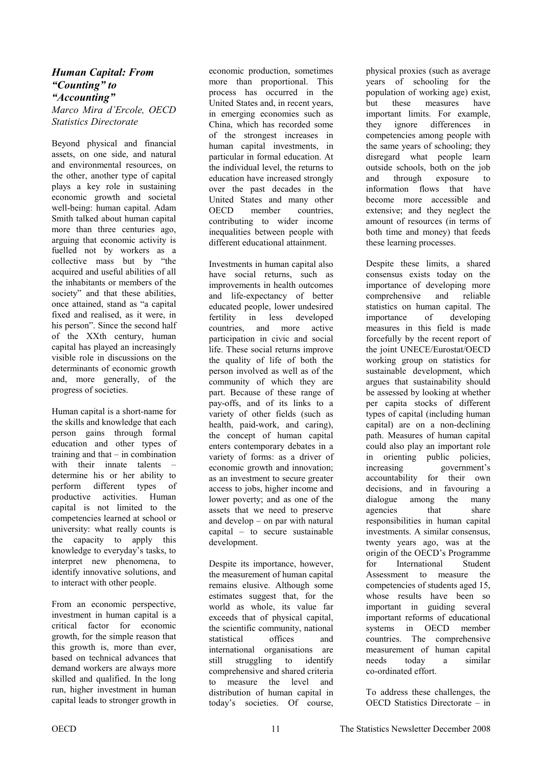### *Human Capital: From "Counting" to "Accounting"*

*Marco Mira d'Ercole, OECD Statistics Directorate*

Beyond physical and financial assets, on one side, and natural and environmental resources, on the other, another type of capital plays a key role in sustaining economic growth and societal well-being: human capital. Adam Smith talked about human capital more than three centuries ago, arguing that economic activity is fuelled not by workers as a collective mass but by "the acquired and useful abilities of all the inhabitants or members of the society" and that these abilities, once attained, stand as "a capital fixed and realised, as it were, in his person". Since the second half of the XXth century, human capital has played an increasingly visible role in discussions on the determinants of economic growth and, more generally, of the progress of societies.

Human capital is a short-name for the skills and knowledge that each person gains through formal education and other types of training and that – in combination with their innate talents – determine his or her ability to perform different types of productive activities. Human capital is not limited to the competencies learned at school or university: what really counts is the capacity to apply this knowledge to everyday's tasks, to interpret new phenomena, to identify innovative solutions, and to interact with other people.

From an economic perspective, investment in human capital is a critical factor for economic growth, for the simple reason that this growth is, more than ever, based on technical advances that demand workers are always more skilled and qualified. In the long run, higher investment in human capital leads to stronger growth in economic production, sometimes more than proportional. This process has occurred in the United States and, in recent years, in emerging economies such as China, which has recorded some of the strongest increases in human capital investments, in particular in formal education. At the individual level, the returns to education have increased strongly over the past decades in the United States and many other OECD member countries, contributing to wider income inequalities between people with different educational attainment.

Investments in human capital also have social returns, such as improvements in health outcomes and life-expectancy of better educated people, lower undesired fertility in less developed countries, and more active participation in civic and social life. These social returns improve the quality of life of both the person involved as well as of the community of which they are part. Because of these range of pay-offs, and of its links to a variety of other fields (such as health, paid-work, and caring), the concept of human capital enters contemporary debates in a variety of forms: as a driver of economic growth and innovation; as an investment to secure greater access to jobs, higher income and lower poverty; and as one of the assets that we need to preserve and develop – on par with natural capital – to secure sustainable development.

Despite its importance, however, the measurement of human capital remains elusive. Although some estimates suggest that, for the world as whole, its value far exceeds that of physical capital, the scientific community, national statistical offices and international organisations are still struggling to identify comprehensive and shared criteria to measure the level and distribution of human capital in today's societies. Of course, physical proxies (such as average years of schooling for the population of working age) exist, but these measures have important limits. For example, they ignore differences in competencies among people with the same years of schooling; they disregard what people learn outside schools, both on the job and through exposure to information flows that have become more accessible and extensive; and they neglect the amount of resources (in terms of both time and money) that feeds these learning processes.

Despite these limits, a shared consensus exists today on the importance of developing more comprehensive and reliable statistics on human capital. The importance of developing measures in this field is made forcefully by the recent report of the joint UNECE/Eurostat/OECD working group on statistics for sustainable development, which argues that sustainability should be assessed by looking at whether per capita stocks of different types of capital (including human capital) are on a non-declining path. Measures of human capital could also play an important role in orienting public policies, increasing government's accountability for their own decisions, and in favouring a dialogue among the many agencies that share responsibilities in human capital investments. A similar consensus, twenty years ago, was at the origin of the OECD's Programme for International Student Assessment to measure the competencies of students aged 15, whose results have been so important in guiding several important reforms of educational systems in OECD member countries. The comprehensive measurement of human capital needs today a similar co-ordinated effort.

To address these challenges, the OECD Statistics Directorate – in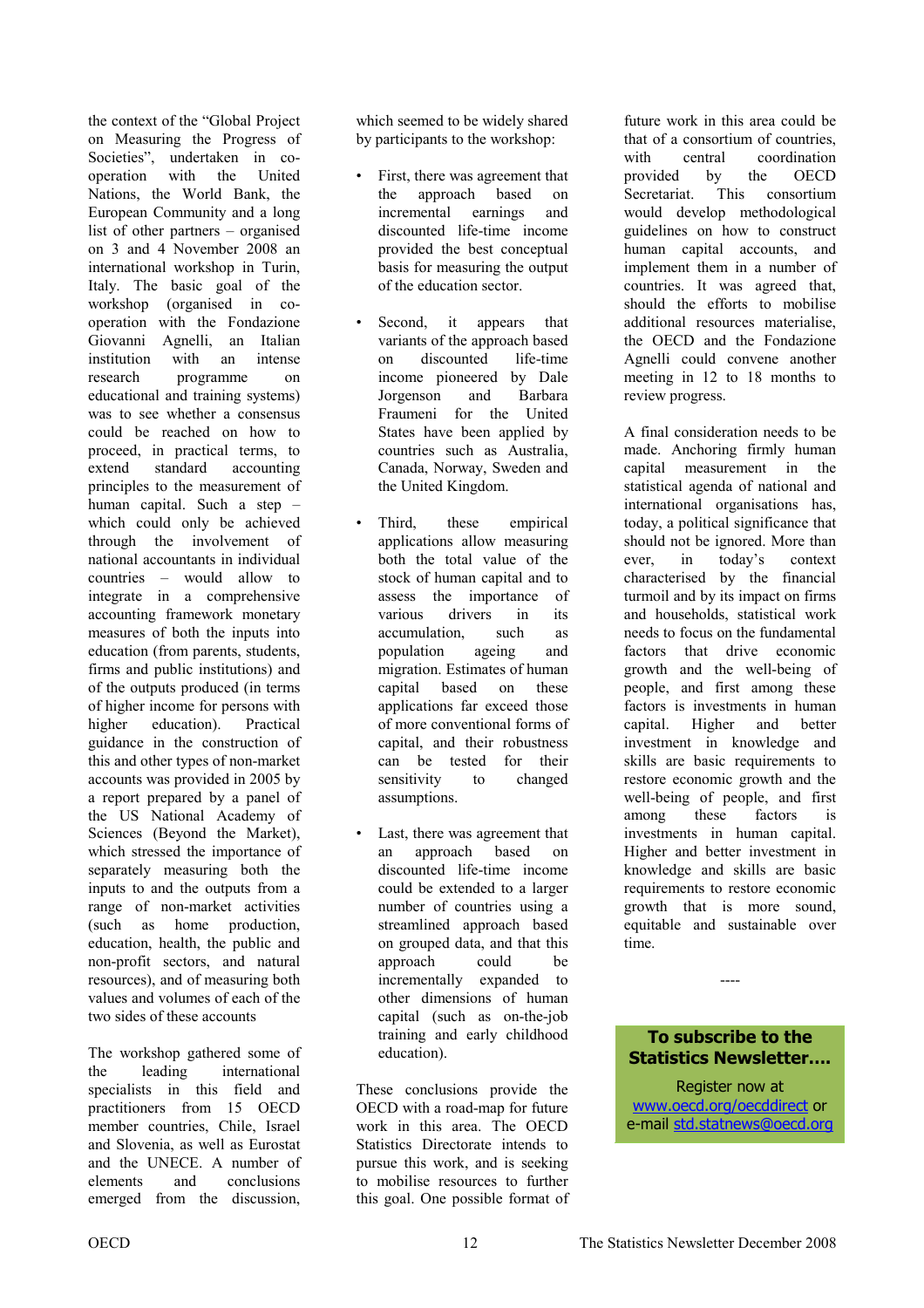the context of the "Global Project on Measuring the Progress of Societies", undertaken in co-operation with the United Nations, the World Bank, the European Community and a long list of other partners – organised on 3 and 4 November 2008 an international workshop in Turin, Italy. The basic goal of the workshop (organised in co-operation with the Fondazione Giovanni Agnelli, an Italian institution with an intense research programme on educational and training systems) was to see whether a consensus could be reached on how to proceed, in practical terms, to extend standard accounting principles to the measurement of human capital. Such a step – which could only be achieved through the involvement of national accountants in individual countries – would allow to integrate in a comprehensive accounting framework monetary measures of both the inputs into education (from parents, students, firms and public institutions) and of the outputs produced (in terms of higher income for persons with higher education). Practical guidance in the construction of this and other types of non-market accounts was provided in 2005 by a report prepared by a panel of the US National Academy of Sciences (Beyond the Market), which stressed the importance of separately measuring both the inputs to and the outputs from a range of non-market activities (such as home production, education, health, the public and non-profit sectors, and natural resources), and of measuring both values and volumes of each of the two sides of these accounts

The workshop gathered some of the leading international specialists in this field and practitioners from 15 OECD member countries, Chile, Israel and Slovenia, as well as Eurostat and the UNECE. A number of elements and conclusions emerged from the discussion, which seemed to be widely shared by participants to the workshop:

- First, there was agreement that the approach based on incremental earnings and discounted life-time income provided the best conceptual basis for measuring the output of the education sector.
- Second, it appears that variants of the approach based on discounted life-time income pioneered by Dale Jorgenson and Barbara Fraumeni for the United States have been applied by countries such as Australia, Canada, Norway, Sweden and the United Kingdom.
- Third, these empirical applications allow measuring both the total value of the stock of human capital and to assess the importance of various drivers in its accumulation, such as population ageing and migration. Estimates of human capital based on these applications far exceed those of more conventional forms of capital, and their robustness can be tested for their sensitivity to changed assumptions.
- Last, there was agreement that an approach based on discounted life-time income could be extended to a larger number of countries using a streamlined approach based on grouped data, and that this approach could be incrementally expanded to other dimensions of human capital (such as on-the-job training and early childhood education).

These conclusions provide the OECD with a road-map for future work in this area. The OECD Statistics Directorate intends to pursue this work, and is seeking to mobilise resources to further this goal. One possible format of future work in this area could be that of a consortium of countries, with central coordination provided by the OECD Secretariat. This consortium would develop methodological guidelines on how to construct human capital accounts, and implement them in a number of countries. It was agreed that, should the efforts to mobilise additional resources materialise, the OECD and the Fondazione Agnelli could convene another meeting in 12 to 18 months to review progress.

A final consideration needs to be made. Anchoring firmly human capital measurement in the statistical agenda of national and international organisations has, today, a political significance that should not be ignored. More than ever, in today's context characterised by the financial turmoil and by its impact on firms and households, statistical work needs to focus on the fundamental factors that drive economic growth and the well-being of people, and first among these factors is investments in human capital. Higher and better investment in knowledge and skills are basic requirements to restore economic growth and the well-being of people, and first among these factors is investments in human capital. Higher and better investment in knowledge and skills are basic requirements to restore economic growth that is more sound, equitable and sustainable over time.

----

**To subscribe to the Statistics Newsletter….**

Register now at [www.oecd.org/oecddirect](http://www.oecd.org/oecddirect) or e-mail [std.statnews@oecd.org](mailto:std.statnews@oecd.org)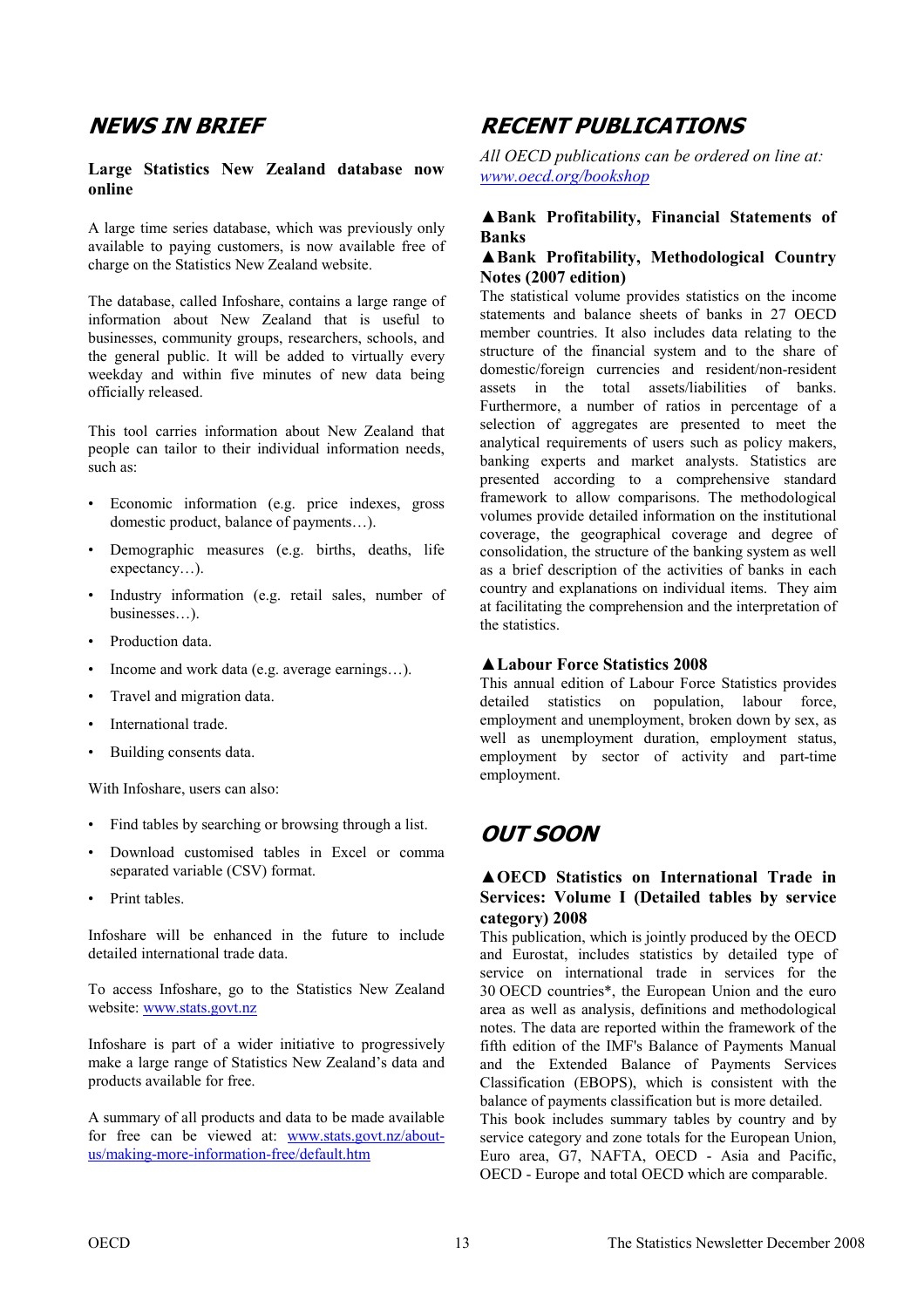## NEWS IN BRIEF

### Large Statistics New Zealand database now online

A large time series database, which was previously only available to paying customers, is now available free of charge on the Statistics New Zealand website.

The database, called Infoshare, contains a large range of information about New Zealand that is useful to businesses, community groups, researchers, schools, and the general public. It will be added to virtually every weekday and within five minutes of new data being officially released.

This tool carries information about New Zealand that people can tailor to their individual information needs, such as:

- Economic information (e.g. price indexes, gross domestic product, balance of payments…).
- Demographic measures (e.g. births, deaths, life expectancy…).
- Industry information (e.g. retail sales, number of businesses…).
- Production data.
- Income and work data (e.g. average earnings…).
- Travel and migration data.
- International trade.
- Building consents data.

With Infoshare, users can also:

- Find tables by searching or browsing through a list.
- Download customised tables in Excel or comma separated variable (CSV) format.
- Print tables.

Infoshare will be enhanced in the future to include detailed international trade data.

To access Infoshare, go to the Statistics New Zealand website: www.stats.govt.nz

Infoshare is part of a wider initiative to progressively make a large range of Statistics New Zealand's data and products available for free.

A summary of all products and data to be made available for free can be viewed at: www.stats.govt.nz/about-us/making-more-information-free/default.htm

## RECENT PUBLICATIONS

*All OECD publications can be ordered on line at: www.oecd.org/bookshop*

### ▲Bank Profitability, Financial Statements of Banks

### ▲Bank Profitability, Methodological Country Notes (2007 edition)

The statistical volume provides statistics on the income statements and balance sheets of banks in 27 OECD member countries. It also includes data relating to the structure of the financial system and to the share of domestic/foreign currencies and resident/non-resident assets in the total assets/liabilities of banks. Furthermore, a number of ratios in percentage of a selection of aggregates are presented to meet the analytical requirements of users such as policy makers, banking experts and market analysts. Statistics are presented according to a comprehensive standard framework to allow comparisons. The methodological volumes provide detailed information on the institutional coverage, the geographical coverage and degree of consolidation, the structure of the banking system as well as a brief description of the activities of banks in each country and explanations on individual items. They aim at facilitating the comprehension and the interpretation of the statistics.

### ▲Labour Force Statistics 2008

This annual edition of Labour Force Statistics provides detailed statistics on population, labour force, employment and unemployment, broken down by sex, as well as unemployment duration, employment status, employment by sector of activity and part-time employment.

## OUT SOON

### ▲OECD Statistics on International Trade in Services: Volume I (Detailed tables by service category) 2008

This publication, which is jointly produced by the OECD and Eurostat, includes statistics by detailed type of service on international trade in services for the 30 OECD countries*, the European Union and the euro area as well as analysis, definitions and methodological notes. The data are reported within the framework of the fifth edition of the IMF's Balance of Payments Manual and the Extended Balance of Payments Services Classification (EBOPS), which is consistent with the balance of payments classification but is more detailed. This book includes summary tables by country and by service category and zone totals for the European Union, Euro area, G7, NAFTA, OECD - Asia and Pacific, OECD - Europe and total OECD which are comparable.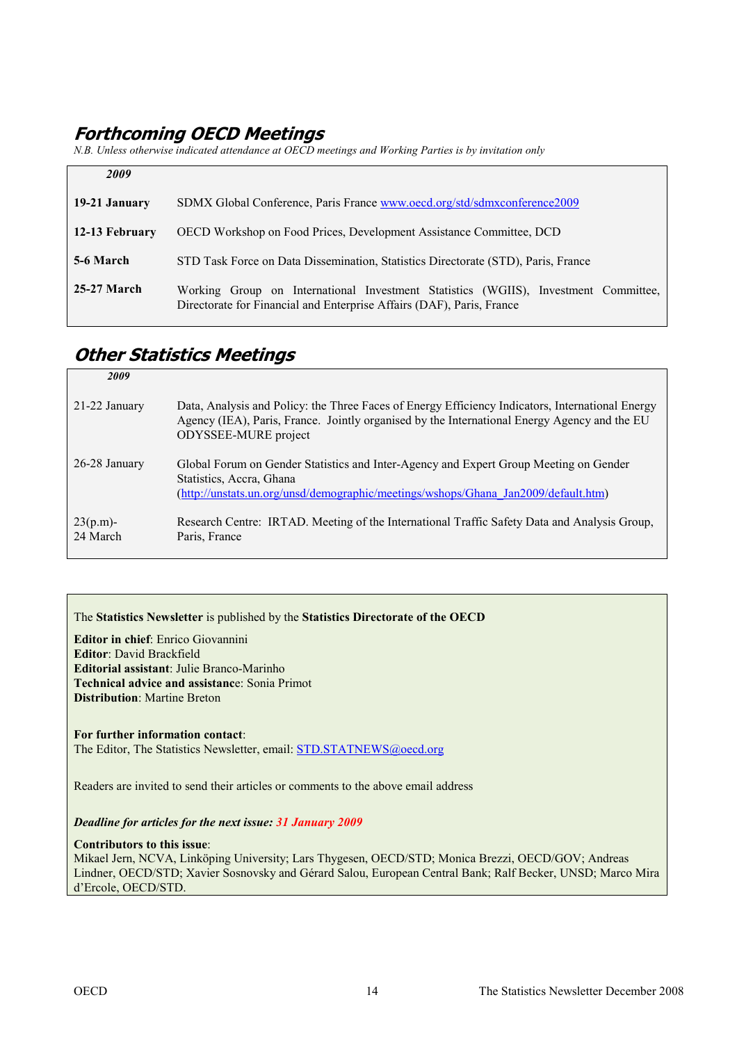## *Forthcoming OECD Meetings*

*N.B. Unless otherwise indicated attendance at OECD meetings and Working Parties is by invitation only*

| ***2009*** | |
|---|---|
| **19-21 January** | SDMX Global Conference, Paris France www.oecd.org/std/sdmxconference2009 |
| **12-13 February** | OECD Workshop on Food Prices, Development Assistance Committee, DCD |
| **5-6 March** | STD Task Force on Data Dissemination, Statistics Directorate (STD), Paris, France |
| **25-27 March** | Working Group on International Investment Statistics (WGIIS), Investment Committee, Directorate for Financial and Enterprise Affairs (DAF), Paris, France |

## *Other Statistics Meetings*

| ***2009*** | |
|---|---|
| 21-22 January | Data, Analysis and Policy: the Three Faces of Energy Efficiency Indicators, International Energy Agency (IEA), Paris, France. Jointly organised by the International Energy Agency and the EU ODYSSEE-MURE project |
| 26-28 January | Global Forum on Gender Statistics and Inter-Agency and Expert Group Meeting on Gender Statistics, Accra, Ghana (http://unstats.un.org/unsd/demographic/meetings/wshops/Ghana_Jan2009/default.htm) |
| 23(p.m)-24 March | Research Centre: IRTAD. Meeting of the International Traffic Safety Data and Analysis Group, Paris, France |

The **Statistics Newsletter** is published by the **Statistics Directorate of the OECD**

**Editor in chief**: Enrico Giovannini
**Editor**: David Brackfield
**Editorial assistant**: Julie Branco-Marinho
**Technical advice and assistance**: Sonia Primot
**Distribution**: Martine Breton

**For further information contact**:
The Editor, The Statistics Newsletter, email: STD.STATNEWS@oecd.org

Readers are invited to send their articles or comments to the above email address

***Deadline for articles for the next issue: 31 January 2009***

**Contributors to this issue**:
Mikael Jern, NCVA, Linköping University; Lars Thygesen, OECD/STD; Monica Brezzi, OECD/GOV; Andreas Lindner, OECD/STD; Xavier Sosnovsky and Gérard Salou, European Central Bank; Ralf Becker, UNSD; Marco Mira d'Ercole, OECD/STD.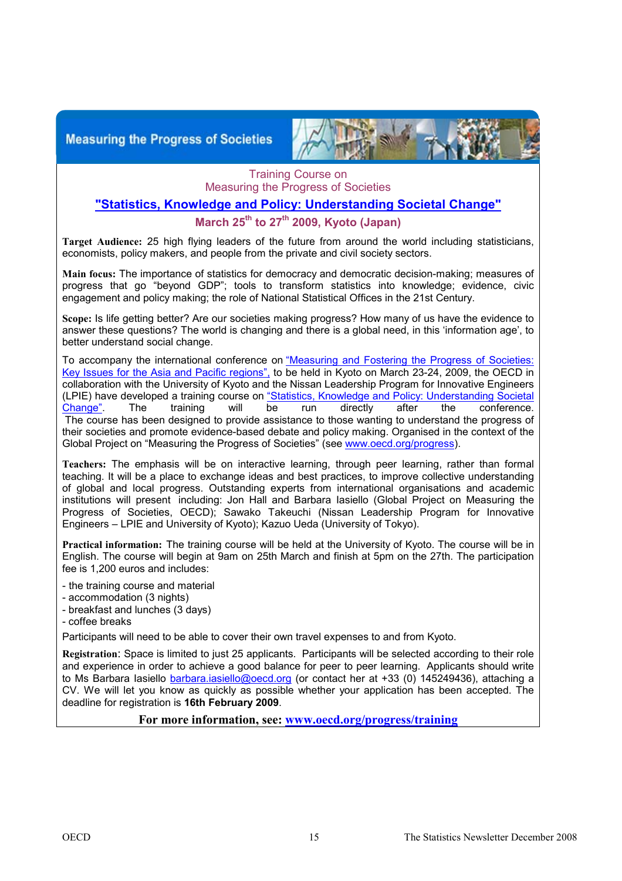# Measuring the Progress of Societies

Training Course on
Measuring the Progress of Societies

## "Statistics, Knowledge and Policy: Understanding Societal Change"

**March 25th to 27th 2009, Kyoto (Japan)**

**Target Audience:** 25 high flying leaders of the future from around the world including statisticians, economists, policy makers, and people from the private and civil society sectors.

**Main focus:** The importance of statistics for democracy and democratic decision-making; measures of progress that go "beyond GDP"; tools to transform statistics into knowledge; evidence, civic engagement and policy making; the role of National Statistical Offices in the 21st Century.

**Scope:** Is life getting better? Are our societies making progress? How many of us have the evidence to answer these questions? The world is changing and there is a global need, in this 'information age', to better understand social change.

To accompany the international conference on "Measuring and Fostering the Progress of Societies: Key Issues for the Asia and Pacific regions", to be held in Kyoto on March 23-24, 2009, the OECD in collaboration with the University of Kyoto and the Nissan Leadership Program for Innovative Engineers (LPIE) have developed a training course on "Statistics, Knowledge and Policy: Understanding Societal Change". The training will be run directly after the conference. The course has been designed to provide assistance to those wanting to understand the progress of their societies and promote evidence-based debate and policy making. Organised in the context of the Global Project on "Measuring the Progress of Societies" (see www.oecd.org/progress).

**Teachers:** The emphasis will be on interactive learning, through peer learning, rather than formal teaching. It will be a place to exchange ideas and best practices, to improve collective understanding of global and local progress. Outstanding experts from international organisations and academic institutions will present including: Jon Hall and Barbara Iasiello (Global Project on Measuring the Progress of Societies, OECD); Sawako Takeuchi (Nissan Leadership Program for Innovative Engineers – LPIE and University of Kyoto); Kazuo Ueda (University of Tokyo).

**Practical information:** The training course will be held at the University of Kyoto. The course will be in English. The course will begin at 9am on 25th March and finish at 5pm on the 27th. The participation fee is 1,200 euros and includes:

- the training course and material
- accommodation (3 nights)
- breakfast and lunches (3 days)
- coffee breaks

Participants will need to be able to cover their own travel expenses to and from Kyoto.

**Registration**: Space is limited to just 25 applicants. Participants will be selected according to their role and experience in order to achieve a good balance for peer to peer learning. Applicants should write to Ms Barbara Iasiello barbara.iasiello@oecd.org (or contact her at +33 (0) 145249436), attaching a CV. We will let you know as quickly as possible whether your application has been accepted. The deadline for registration is **16th February 2009**.

**For more information, see: www.oecd.org/progress/training**